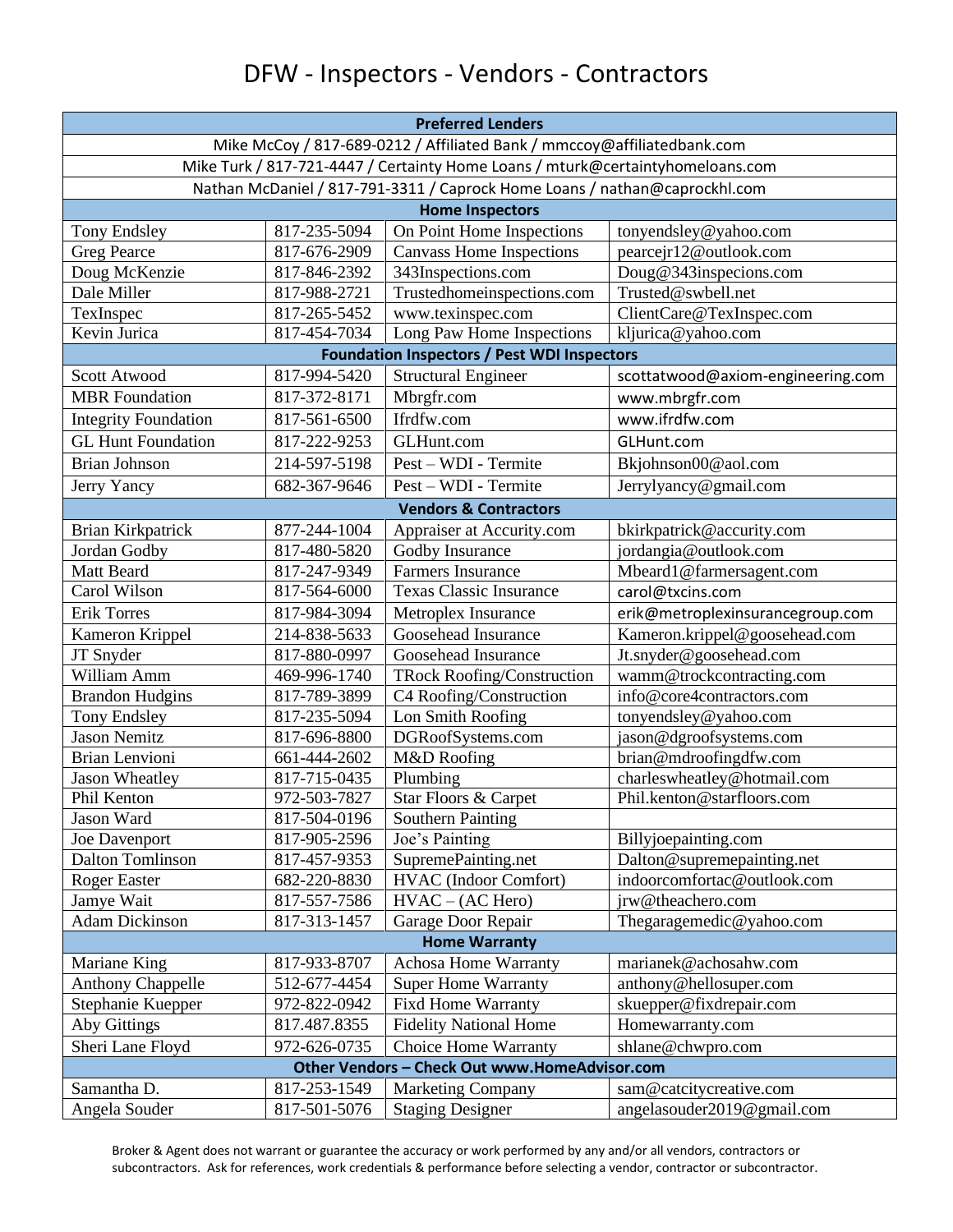# DFW - Inspectors - Vendors - Contractors

| Preferred Lenders | | | |
|---|---|---|---|
| Mike McCoy / 817-689-0212 / Affiliated Bank / mmccoy@affiliatedbank.com | | | |
| Mike Turk / 817-721-4447 / Certainty Home Loans / mturk@certaintyhomeloans.com | | | |
| Nathan McDaniel / 817-791-3311 / Caprock Home Loans / nathan@caprockhl.com | | | |
| **Home Inspectors** | | | |
| Tony Endsley | 817-235-5094 | On Point Home Inspections | tonyendsley@yahoo.com |
| Greg Pearce | 817-676-2909 | Canvass Home Inspections | pearcejr12@outlook.com |
| Doug McKenzie | 817-846-2392 | 343Inspections.com | Doug@343inspecions.com |
| Dale Miller | 817-988-2721 | Trustedhomeinspections.com | Trusted@swbell.net |
| TexInspec | 817-265-5452 | www.texinspec.com | ClientCare@TexInspec.com |
| Kevin Jurica | 817-454-7034 | Long Paw Home Inspections | kljurica@yahoo.com |
| **Foundation Inspectors / Pest WDI Inspectors** | | | |
| Scott Atwood | 817-994-5420 | Structural Engineer | scottatwood@axiom-engineering.com |
| MBR Foundation | 817-372-8171 | Mbrgfr.com | www.mbrgfr.com |
| Integrity Foundation | 817-561-6500 | Ifrdfw.com | www.ifrdfw.com |
| GL Hunt Foundation | 817-222-9253 | GLHunt.com | GLHunt.com |
| Brian Johnson | 214-597-5198 | Pest – WDI - Termite | Bkjohnson00@aol.com |
| Jerry Yancy | 682-367-9646 | Pest – WDI - Termite | Jerrylyancy@gmail.com |
| **Vendors & Contractors** | | | |
| Brian Kirkpatrick | 877-244-1004 | Appraiser at Accurity.com | bkirkpatrick@accurity.com |
| Jordan Godby | 817-480-5820 | Godby Insurance | jordangia@outlook.com |
| Matt Beard | 817-247-9349 | Farmers Insurance | Mbeard1@farmersagent.com |
| Carol Wilson | 817-564-6000 | Texas Classic Insurance | carol@txcins.com |
| Erik Torres | 817-984-3094 | Metroplex Insurance | erik@metroplexinsurancegroup.com |
| Kameron Krippel | 214-838-5633 | Goosehead Insurance | Kameron.krippel@goosehead.com |
| JT Snyder | 817-880-0997 | Goosehead Insurance | Jt.snyder@goosehead.com |
| William Amm | 469-996-1740 | TRock Roofing/Construction | wamm@trockcontracting.com |
| Brandon Hudgins | 817-789-3899 | C4 Roofing/Construction | info@core4contractors.com |
| Tony Endsley | 817-235-5094 | Lon Smith Roofing | tonyendsley@yahoo.com |
| Jason Nemitz | 817-696-8800 | DGRoofSystems.com | jason@dgroofsystems.com |
| Brian Lenvioni | 661-444-2602 | M&D Roofing | brian@mdroofingdfw.com |
| Jason Wheatley | 817-715-0435 | Plumbing | charleswheatley@hotmail.com |
| Phil Kenton | 972-503-7827 | Star Floors & Carpet | Phil.kenton@starfloors.com |
| Jason Ward | 817-504-0196 | Southern Painting | |
| Joe Davenport | 817-905-2596 | Joe's Painting | Billyjoepainting.com |
| Dalton Tomlinson | 817-457-9353 | SupremePainting.net | Dalton@supremepainting.net |
| Roger Easter | 682-220-8830 | HVAC (Indoor Comfort) | indoorcomfortac@outlook.com |
| Jamye Wait | 817-557-7586 | HVAC – (AC Hero) | jrw@theachero.com |
| Adam Dickinson | 817-313-1457 | Garage Door Repair | Thegaragemedic@yahoo.com |
| **Home Warranty** | | | |
| Mariane King | 817-933-8707 | Achosa Home Warranty | marianek@achosahw.com |
| Anthony Chappelle | 512-677-4454 | Super Home Warranty | anthony@hellosuper.com |
| Stephanie Kuepper | 972-822-0942 | Fixd Home Warranty | skuepper@fixdrepair.com |
| Aby Gittings | 817.487.8355 | Fidelity National Home | Homewarranty.com |
| Sheri Lane Floyd | 972-626-0735 | Choice Home Warranty | shlane@chwpro.com |
| **Other Vendors – Check Out www.HomeAdvisor.com** | | | |
| Samantha D. | 817-253-1549 | Marketing Company | sam@catcitycreative.com |
| Angela Souder | 817-501-5076 | Staging Designer | angelasouder2019@gmail.com |

Broker & Agent does not warrant or guarantee the accuracy or work performed by any and/or all vendors, contractors or subcontractors. Ask for references, work credentials & performance before selecting a vendor, contractor or subcontractor.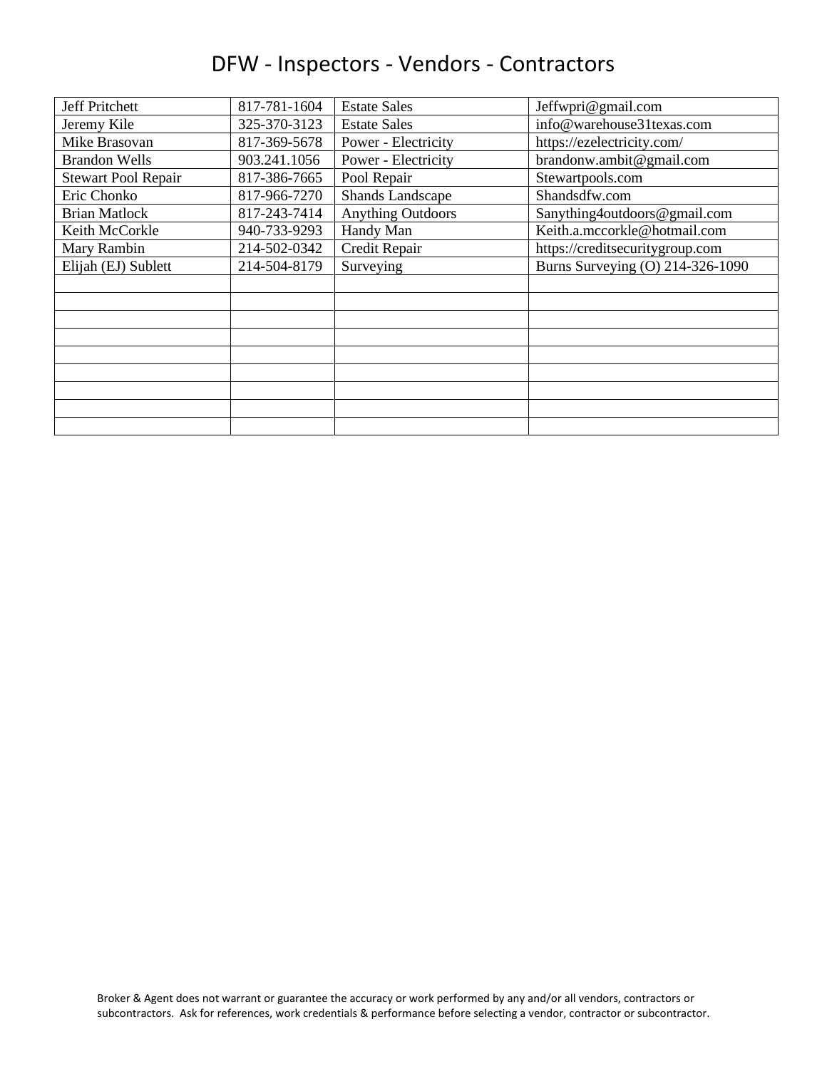# DFW - Inspectors - Vendors - Contractors

| | | | |
|---|---|---|---|
| Jeff Pritchett | 817-781-1604 | Estate Sales | Jeffwpri@gmail.com |
| Jeremy Kile | 325-370-3123 | Estate Sales | info@warehouse31texas.com |
| Mike Brasovan | 817-369-5678 | Power - Electricity | https://ezelectricity.com/ |
| Brandon Wells | 903.241.1056 | Power - Electricity | brandonw.ambit@gmail.com |
| Stewart Pool Repair | 817-386-7665 | Pool Repair | Stewartpools.com |
| Eric Chonko | 817-966-7270 | Shands Landscape | Shandsdfw.com |
| Brian Matlock | 817-243-7414 | Anything Outdoors | Sanything4outdoors@gmail.com |
| Keith McCorkle | 940-733-9293 | Handy Man | Keith.a.mccorkle@hotmail.com |
| Mary Rambin | 214-502-0342 | Credit Repair | https://creditsecuritygroup.com |
| Elijah (EJ) Sublett | 214-504-8179 | Surveying | Burns Surveying (O) 214-326-1090 |
| | | | |
| | | | |
| | | | |
| | | | |
| | | | |
| | | | |
| | | | |
| | | | |
| | | | |

Broker & Agent does not warrant or guarantee the accuracy or work performed by any and/or all vendors, contractors or subcontractors. Ask for references, work credentials & performance before selecting a vendor, contractor or subcontractor.